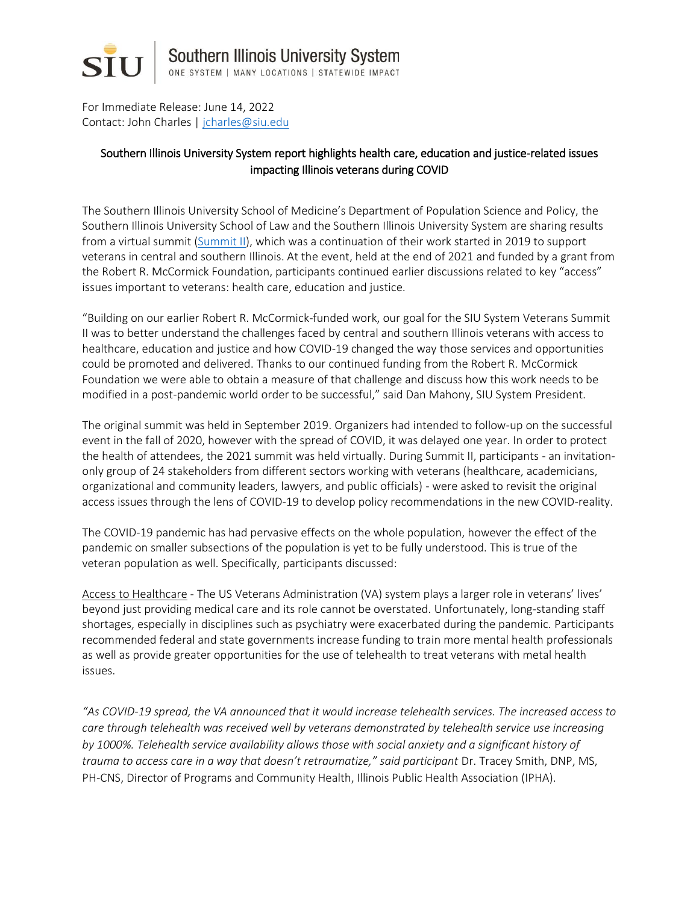Southern Illinois University System
ONE SYSTEM | MANY LOCATIONS | STATEWIDE IMPACT

For Immediate Release: June 14, 2022
Contact: John Charles | jcharles@siu.edu

## Southern Illinois University System report highlights health care, education and justice-related issues impacting Illinois veterans during COVID

The Southern Illinois University School of Medicine's Department of Population Science and Policy, the Southern Illinois University School of Law and the Southern Illinois University System are sharing results from a virtual summit (Summit II), which was a continuation of their work started in 2019 to support veterans in central and southern Illinois. At the event, held at the end of 2021 and funded by a grant from the Robert R. McCormick Foundation, participants continued earlier discussions related to key "access" issues important to veterans: health care, education and justice.

"Building on our earlier Robert R. McCormick-funded work, our goal for the SIU System Veterans Summit II was to better understand the challenges faced by central and southern Illinois veterans with access to healthcare, education and justice and how COVID-19 changed the way those services and opportunities could be promoted and delivered. Thanks to our continued funding from the Robert R. McCormick Foundation we were able to obtain a measure of that challenge and discuss how this work needs to be modified in a post-pandemic world order to be successful," said Dan Mahony, SIU System President.

The original summit was held in September 2019. Organizers had intended to follow-up on the successful event in the fall of 2020, however with the spread of COVID, it was delayed one year. In order to protect the health of attendees, the 2021 summit was held virtually. During Summit II, participants - an invitation-only group of 24 stakeholders from different sectors working with veterans (healthcare, academicians, organizational and community leaders, lawyers, and public officials) - were asked to revisit the original access issues through the lens of COVID-19 to develop policy recommendations in the new COVID-reality.

The COVID-19 pandemic has had pervasive effects on the whole population, however the effect of the pandemic on smaller subsections of the population is yet to be fully understood. This is true of the veteran population as well. Specifically, participants discussed:

Access to Healthcare - The US Veterans Administration (VA) system plays a larger role in veterans' lives' beyond just providing medical care and its role cannot be overstated. Unfortunately, long-standing staff shortages, especially in disciplines such as psychiatry were exacerbated during the pandemic. Participants recommended federal and state governments increase funding to train more mental health professionals as well as provide greater opportunities for the use of telehealth to treat veterans with metal health issues.

*"As COVID-19 spread, the VA announced that it would increase telehealth services. The increased access to care through telehealth was received well by veterans demonstrated by telehealth service use increasing by 1000%. Telehealth service availability allows those with social anxiety and a significant history of trauma to access care in a way that doesn't retraumatize," said participant* Dr. Tracey Smith, DNP, MS, PH-CNS, Director of Programs and Community Health, Illinois Public Health Association (IPHA).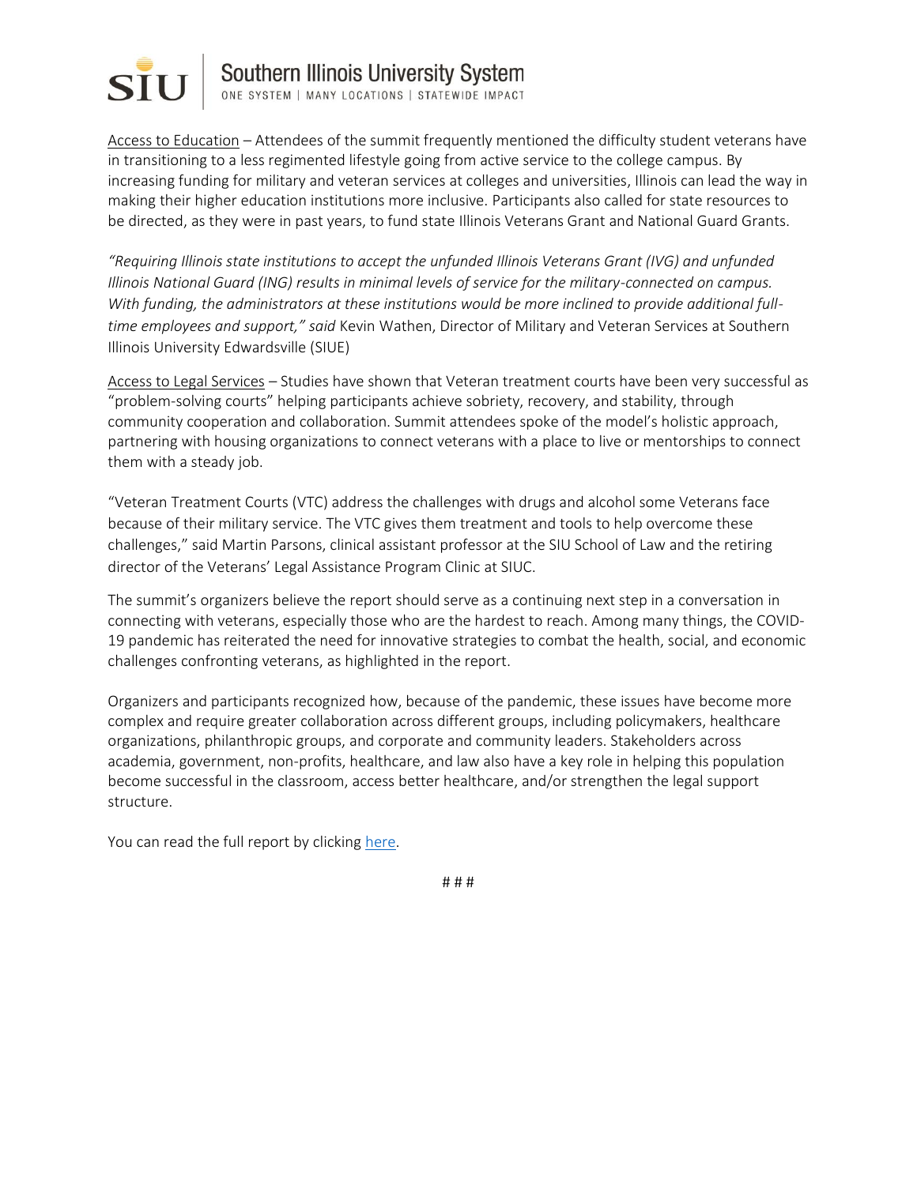Access to Education – Attendees of the summit frequently mentioned the difficulty student veterans have in transitioning to a less regimented lifestyle going from active service to the college campus. By increasing funding for military and veteran services at colleges and universities, Illinois can lead the way in making their higher education institutions more inclusive. Participants also called for state resources to be directed, as they were in past years, to fund state Illinois Veterans Grant and National Guard Grants.

*"Requiring Illinois state institutions to accept the unfunded Illinois Veterans Grant (IVG) and unfunded Illinois National Guard (ING) results in minimal levels of service for the military-connected on campus. With funding, the administrators at these institutions would be more inclined to provide additional full-time employees and support," said* Kevin Wathen, Director of Military and Veteran Services at Southern Illinois University Edwardsville (SIUE)

Access to Legal Services – Studies have shown that Veteran treatment courts have been very successful as "problem-solving courts" helping participants achieve sobriety, recovery, and stability, through community cooperation and collaboration. Summit attendees spoke of the model's holistic approach, partnering with housing organizations to connect veterans with a place to live or mentorships to connect them with a steady job.

"Veteran Treatment Courts (VTC) address the challenges with drugs and alcohol some Veterans face because of their military service. The VTC gives them treatment and tools to help overcome these challenges," said Martin Parsons, clinical assistant professor at the SIU School of Law and the retiring director of the Veterans' Legal Assistance Program Clinic at SIUC.

The summit's organizers believe the report should serve as a continuing next step in a conversation in connecting with veterans, especially those who are the hardest to reach. Among many things, the COVID-19 pandemic has reiterated the need for innovative strategies to combat the health, social, and economic challenges confronting veterans, as highlighted in the report.

Organizers and participants recognized how, because of the pandemic, these issues have become more complex and require greater collaboration across different groups, including policymakers, healthcare organizations, philanthropic groups, and corporate and community leaders. Stakeholders across academia, government, non-profits, healthcare, and law also have a key role in helping this population become successful in the classroom, access better healthcare, and/or strengthen the legal support structure.

You can read the full report by clicking here.

# # #